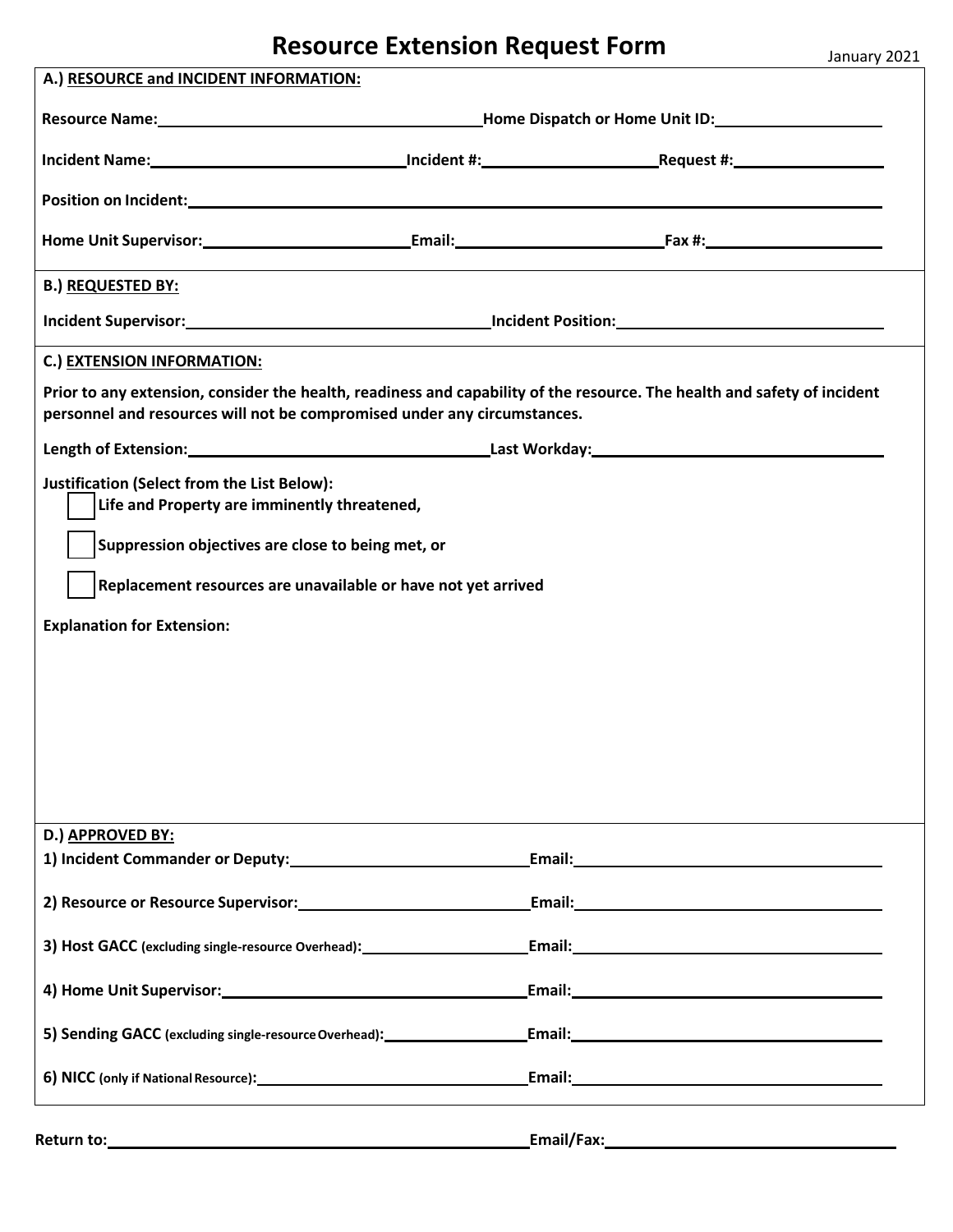# Resource Extension Request Form

January 2021

**A.) RESOURCE and INCIDENT INFORMATION:**

**Resource Name:** ______________________ **Home Dispatch or Home Unit ID:** ______________

**Incident Name:** ______________________ **Incident #:** ______________ **Request #:** ______________

**Position on Incident:** ______________________________________________

**Home Unit Supervisor:** ______________ **Email:** ______________ **Fax #:** ______________

**B.) REQUESTED BY:**

**Incident Supervisor:** ______________________ **Incident Position:** ______________________

**C.) EXTENSION INFORMATION:**

**Prior to any extension, consider the health, readiness and capability of the resource. The health and safety of incident personnel and resources will not be compromised under any circumstances.**

**Length of Extension:** ______________________ **Last Workday:** ______________________

**Justification (Select from the List Below):**

- ☐ **Life and Property are imminently threatened,**
- ☐ **Suppression objectives are close to being met, or**
- ☐ **Replacement resources are unavailable or have not yet arrived**

**Explanation for Extension:**

**D.) APPROVED BY:**

**1) Incident Commander or Deputy:** ______________________ **Email:** ______________________

**2) Resource or Resource Supervisor:** ______________________ **Email:** ______________________

**3) Host GACC** (excluding single-resource Overhead)**:** ______________________ **Email:** ______________________

**4) Home Unit Supervisor:** ______________________ **Email:** ______________________

**5) Sending GACC** (excluding single-resource Overhead)**:** ______________________ **Email:** ______________________

**6) NICC** (only if National Resource)**:** ______________________ **Email:** ______________________

**Return to:** ______________________________ **Email/Fax:** ______________________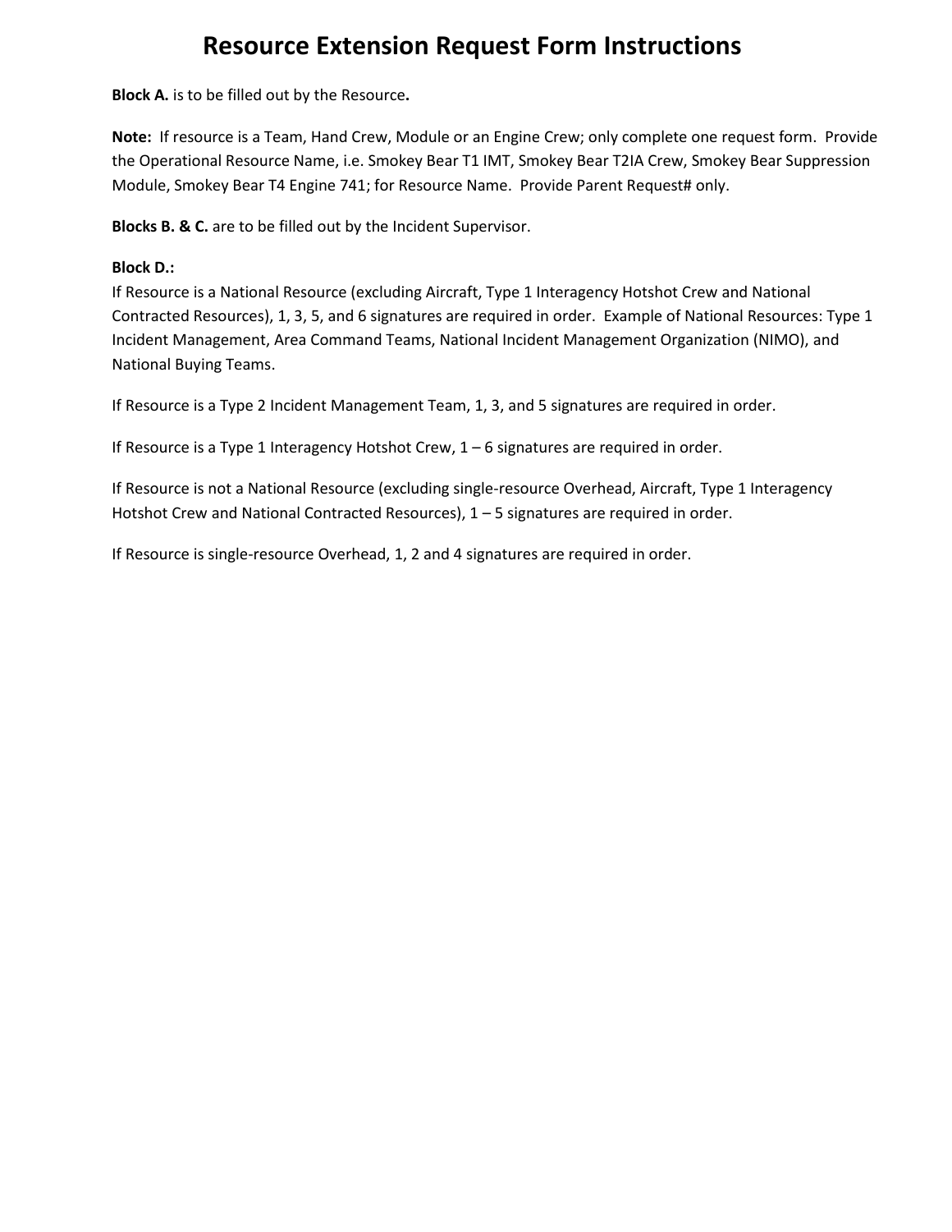# Resource Extension Request Form Instructions

**Block A.** is to be filled out by the Resource**.**

**Note:** If resource is a Team, Hand Crew, Module or an Engine Crew; only complete one request form. Provide the Operational Resource Name, i.e. Smokey Bear T1 IMT, Smokey Bear T2IA Crew, Smokey Bear Suppression Module, Smokey Bear T4 Engine 741; for Resource Name. Provide Parent Request# only.

**Blocks B. & C.** are to be filled out by the Incident Supervisor.

**Block D.:**
If Resource is a National Resource (excluding Aircraft, Type 1 Interagency Hotshot Crew and National Contracted Resources), 1, 3, 5, and 6 signatures are required in order. Example of National Resources: Type 1 Incident Management, Area Command Teams, National Incident Management Organization (NIMO), and National Buying Teams.

If Resource is a Type 2 Incident Management Team, 1, 3, and 5 signatures are required in order.

If Resource is a Type 1 Interagency Hotshot Crew, 1 – 6 signatures are required in order.

If Resource is not a National Resource (excluding single-resource Overhead, Aircraft, Type 1 Interagency Hotshot Crew and National Contracted Resources), 1 – 5 signatures are required in order.

If Resource is single-resource Overhead, 1, 2 and 4 signatures are required in order.